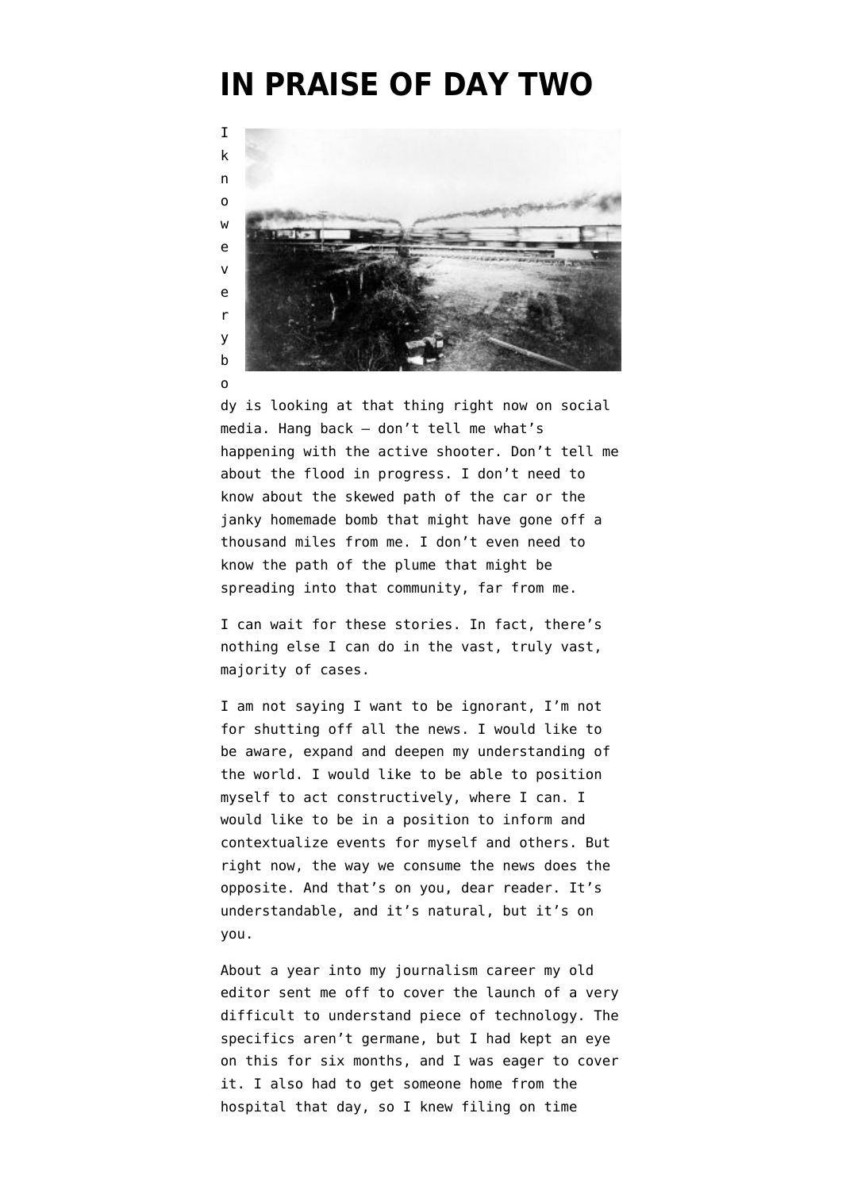# IN PRAISE OF DAY TWO

I know everybody is looking at that thing right now on social media. Hang back — don't tell me what's happening with the active shooter. Don't tell me about the flood in progress. I don't need to know about the skewed path of the car or the janky homemade bomb that might have gone off a thousand miles from me. I don't even need to know the path of the plume that might be spreading into that community, far from me.

I can wait for these stories. In fact, there's nothing else I can do in the vast, truly vast, majority of cases.

I am not saying I want to be ignorant, I'm not for shutting off all the news. I would like to be aware, expand and deepen my understanding of the world. I would like to be able to position myself to act constructively, where I can. I would like to be in a position to inform and contextualize events for myself and others. But right now, the way we consume the news does the opposite. And that's on you, dear reader. It's understandable, and it's natural, but it's on you.

About a year into my journalism career my old editor sent me off to cover the launch of a very difficult to understand piece of technology. The specifics aren't germane, but I had kept an eye on this for six months, and I was eager to cover it. I also had to get someone home from the hospital that day, so I knew filing on time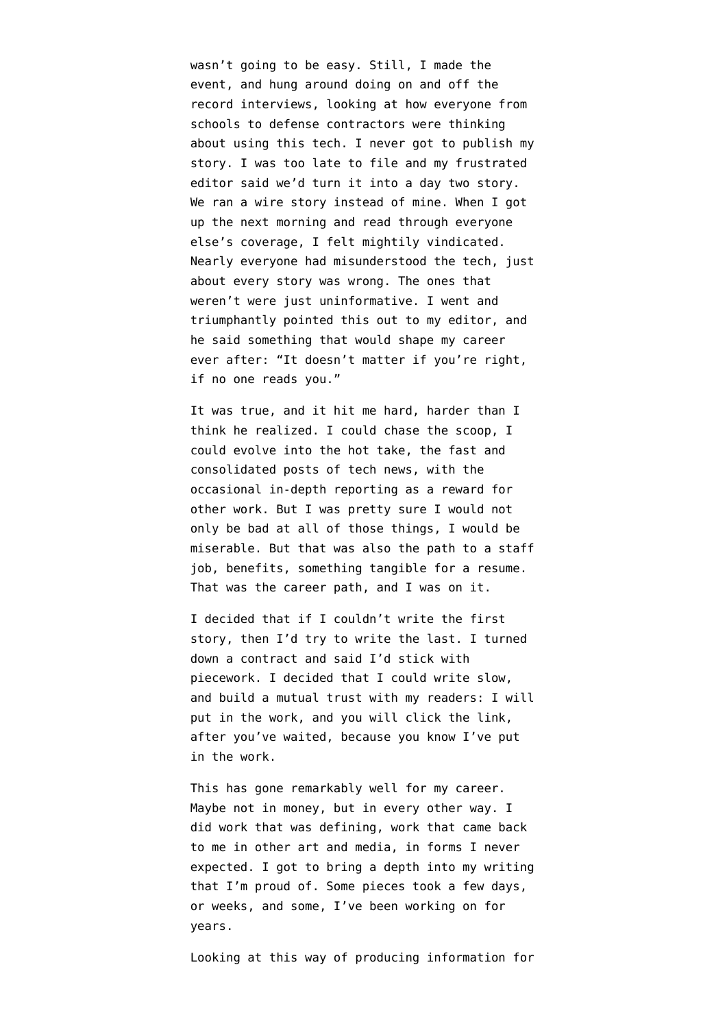wasn’t going to be easy. Still, I made the event, and hung around doing on and off the record interviews, looking at how everyone from schools to defense contractors were thinking about using this tech. I never got to publish my story. I was too late to file and my frustrated editor said we’d turn it into a day two story. We ran a wire story instead of mine. When I got up the next morning and read through everyone else’s coverage, I felt mightily vindicated. Nearly everyone had misunderstood the tech, just about every story was wrong. The ones that weren’t were just uninformative. I went and triumphantly pointed this out to my editor, and he said something that would shape my career ever after: “It doesn’t matter if you’re right, if no one reads you.”

It was true, and it hit me hard, harder than I think he realized. I could chase the scoop, I could evolve into the hot take, the fast and consolidated posts of tech news, with the occasional in-depth reporting as a reward for other work. But I was pretty sure I would not only be bad at all of those things, I would be miserable. But that was also the path to a staff job, benefits, something tangible for a resume. That was the career path, and I was on it.

I decided that if I couldn’t write the first story, then I’d try to write the last. I turned down a contract and said I’d stick with piecework. I decided that I could write slow, and build a mutual trust with my readers: I will put in the work, and you will click the link, after you’ve waited, because you know I’ve put in the work.

This has gone remarkably well for my career. Maybe not in money, but in every other way. I did work that was defining, work that came back to me in other art and media, in forms I never expected. I got to bring a depth into my writing that I’m proud of. Some pieces took a few days, or weeks, and some, I’ve been working on for years.

Looking at this way of producing information for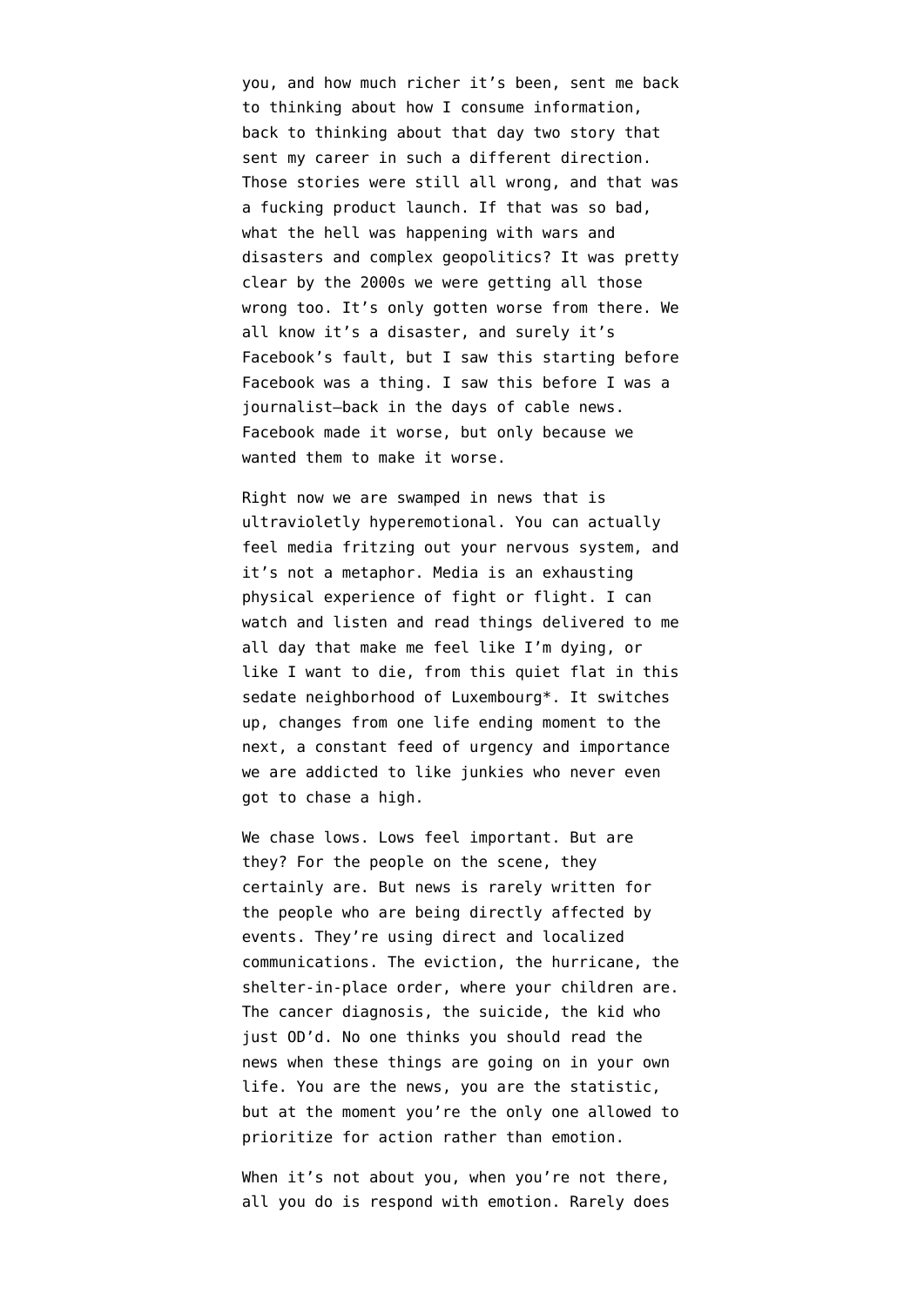you, and how much richer it's been, sent me back to thinking about how I consume information, back to thinking about that day two story that sent my career in such a different direction. Those stories were still all wrong, and that was a fucking product launch. If that was so bad, what the hell was happening with wars and disasters and complex geopolitics? It was pretty clear by the 2000s we were getting all those wrong too. It's only gotten worse from there. We all know it's a disaster, and surely it's Facebook's fault, but I saw this starting before Facebook was a thing. I saw this before I was a journalist—back in the days of cable news. Facebook made it worse, but only because we wanted them to make it worse.

Right now we are swamped in news that is ultravioletly hyperemotional. You can actually feel media fritzing out your nervous system, and it's not a metaphor. Media is an exhausting physical experience of fight or flight. I can watch and listen and read things delivered to me all day that make me feel like I'm dying, or like I want to die, from this quiet flat in this sedate neighborhood of Luxembourg*. It switches up, changes from one life ending moment to the next, a constant feed of urgency and importance we are addicted to like junkies who never even got to chase a high.

We chase lows. Lows feel important. But are they? For the people on the scene, they certainly are. But news is rarely written for the people who are being directly affected by events. They're using direct and localized communications. The eviction, the hurricane, the shelter-in-place order, where your children are. The cancer diagnosis, the suicide, the kid who just OD'd. No one thinks you should read the news when these things are going on in your own life. You are the news, you are the statistic, but at the moment you're the only one allowed to prioritize for action rather than emotion.

When it's not about you, when you're not there, all you do is respond with emotion. Rarely does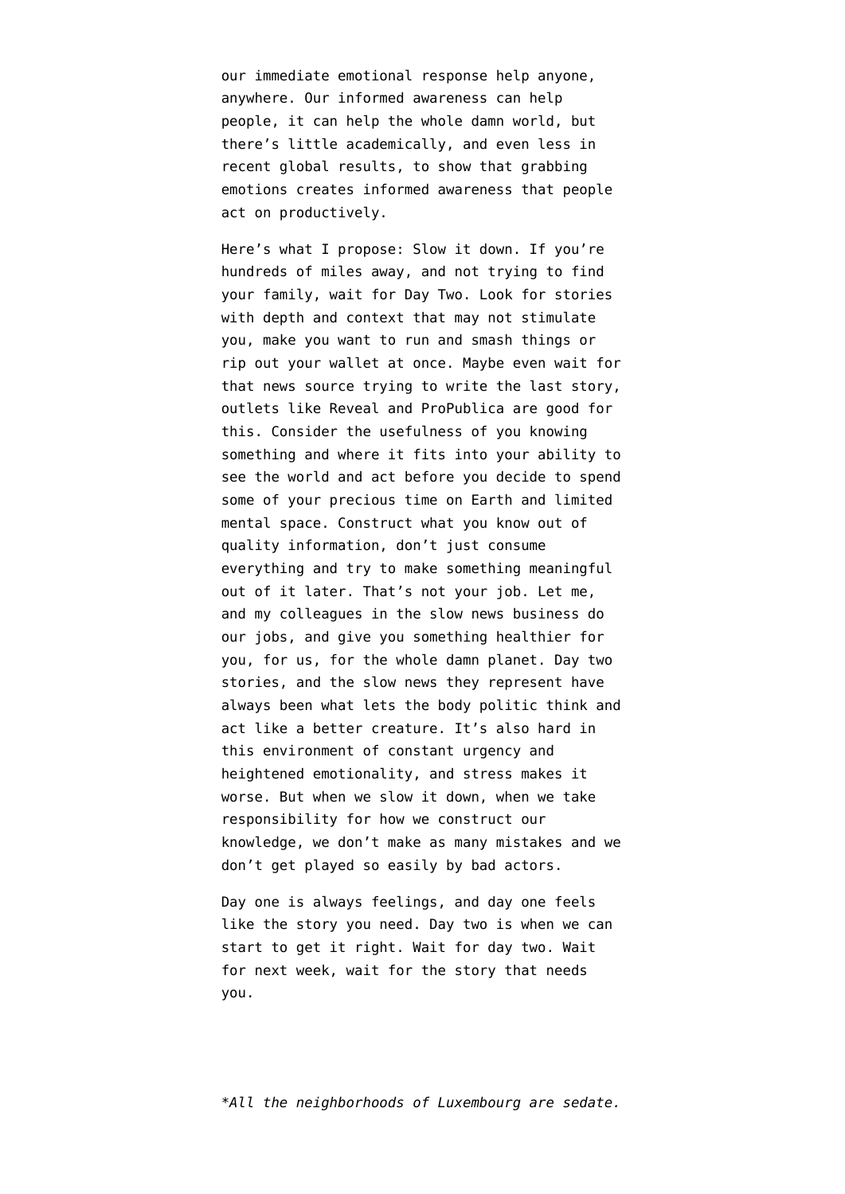our immediate emotional response help anyone, anywhere. Our informed awareness can help people, it can help the whole damn world, but there's little academically, and even less in recent global results, to show that grabbing emotions creates informed awareness that people act on productively.

Here's what I propose: Slow it down. If you're hundreds of miles away, and not trying to find your family, wait for Day Two. Look for stories with depth and context that may not stimulate you, make you want to run and smash things or rip out your wallet at once. Maybe even wait for that news source trying to write the last story, outlets like Reveal and ProPublica are good for this. Consider the usefulness of you knowing something and where it fits into your ability to see the world and act before you decide to spend some of your precious time on Earth and limited mental space. Construct what you know out of quality information, don't just consume everything and try to make something meaningful out of it later. That's not your job. Let me, and my colleagues in the slow news business do our jobs, and give you something healthier for you, for us, for the whole damn planet. Day two stories, and the slow news they represent have always been what lets the body politic think and act like a better creature. It's also hard in this environment of constant urgency and heightened emotionality, and stress makes it worse. But when we slow it down, when we take responsibility for how we construct our knowledge, we don't make as many mistakes and we don't get played so easily by bad actors.

Day one is always feelings, and day one feels like the story you need. Day two is when we can start to get it right. Wait for day two. Wait for next week, wait for the story that needs you.

*\*All the neighborhoods of Luxembourg are sedate.*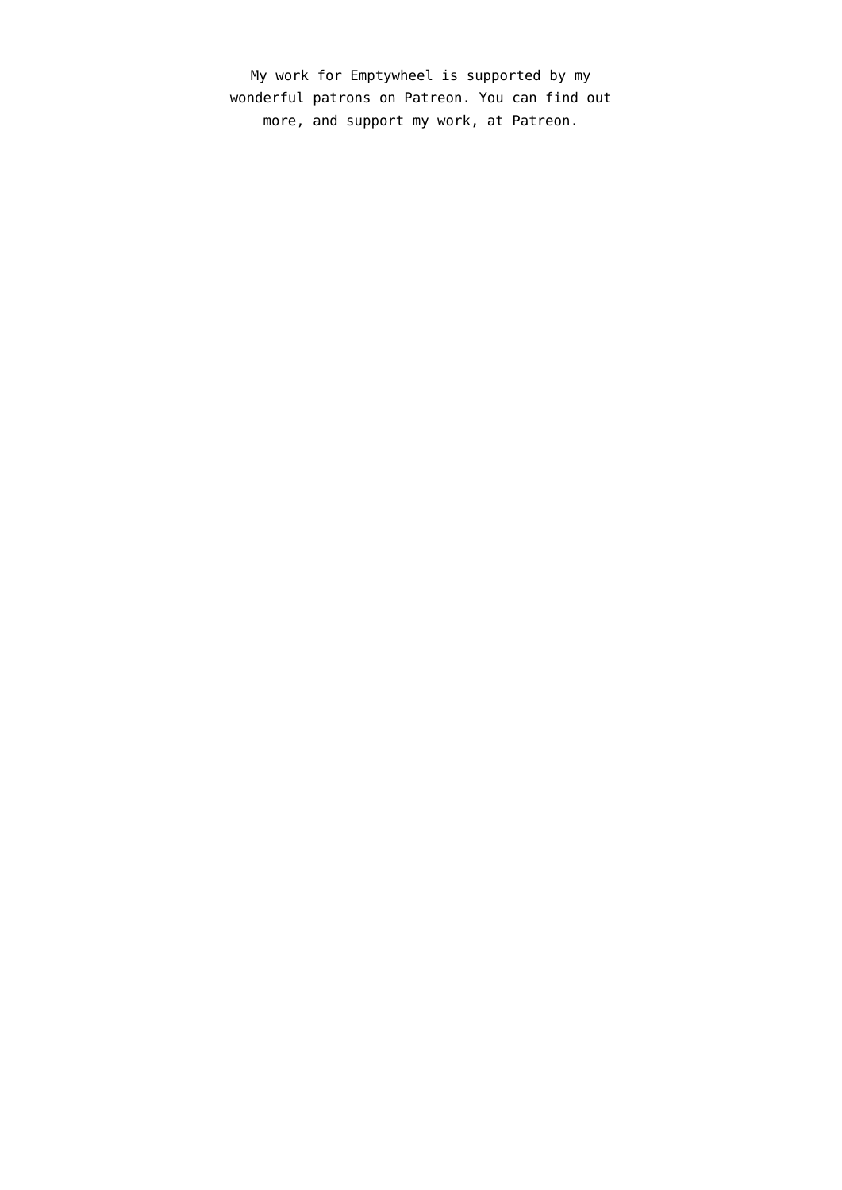My work for Emptywheel is supported by my wonderful patrons on Patreon. You can find out more, and support my work, at Patreon.